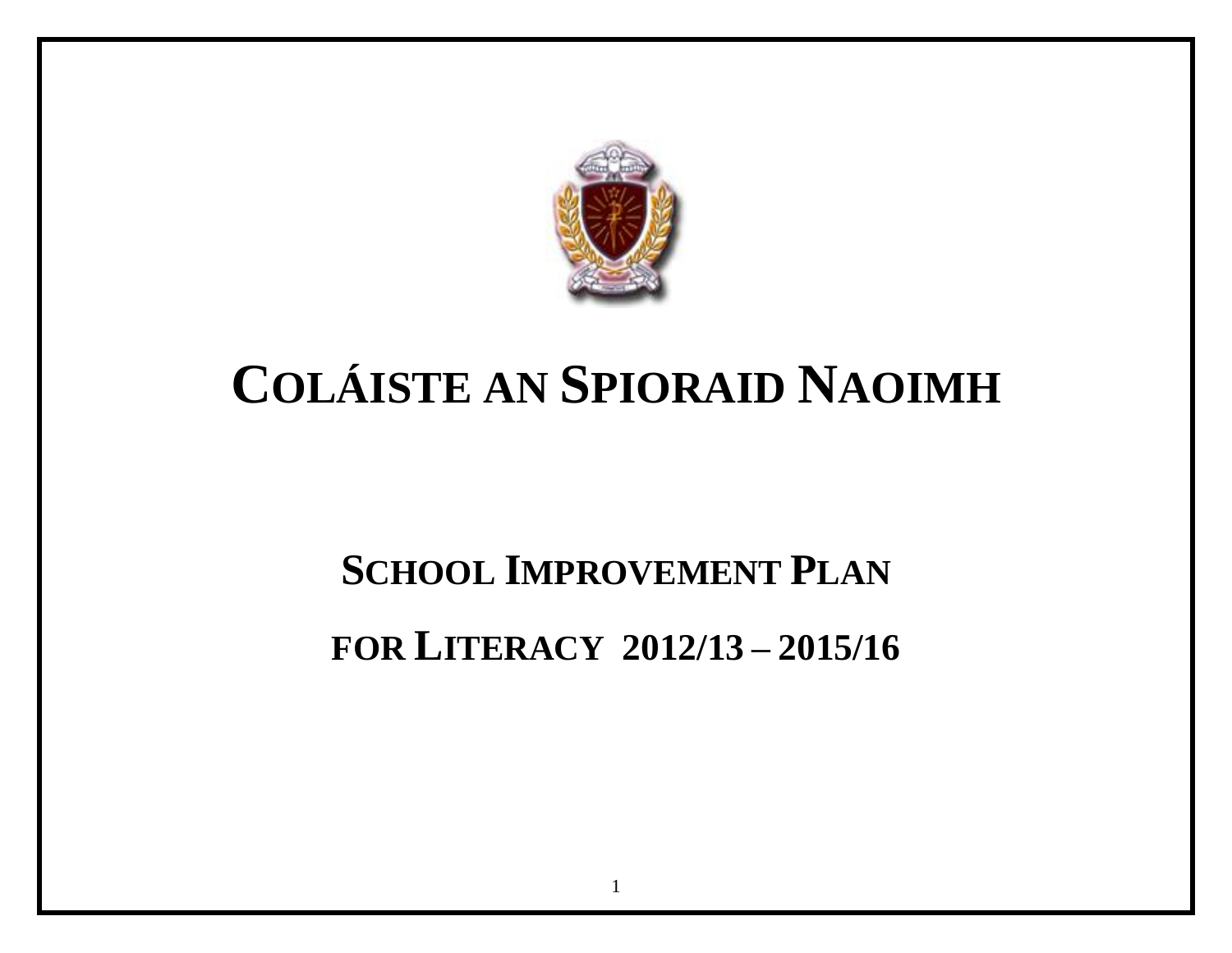# COLÁISTE AN SPIORAID NAOIMH

## SCHOOL IMPROVEMENT PLAN

## FOR LITERACY 2012/13 – 2015/16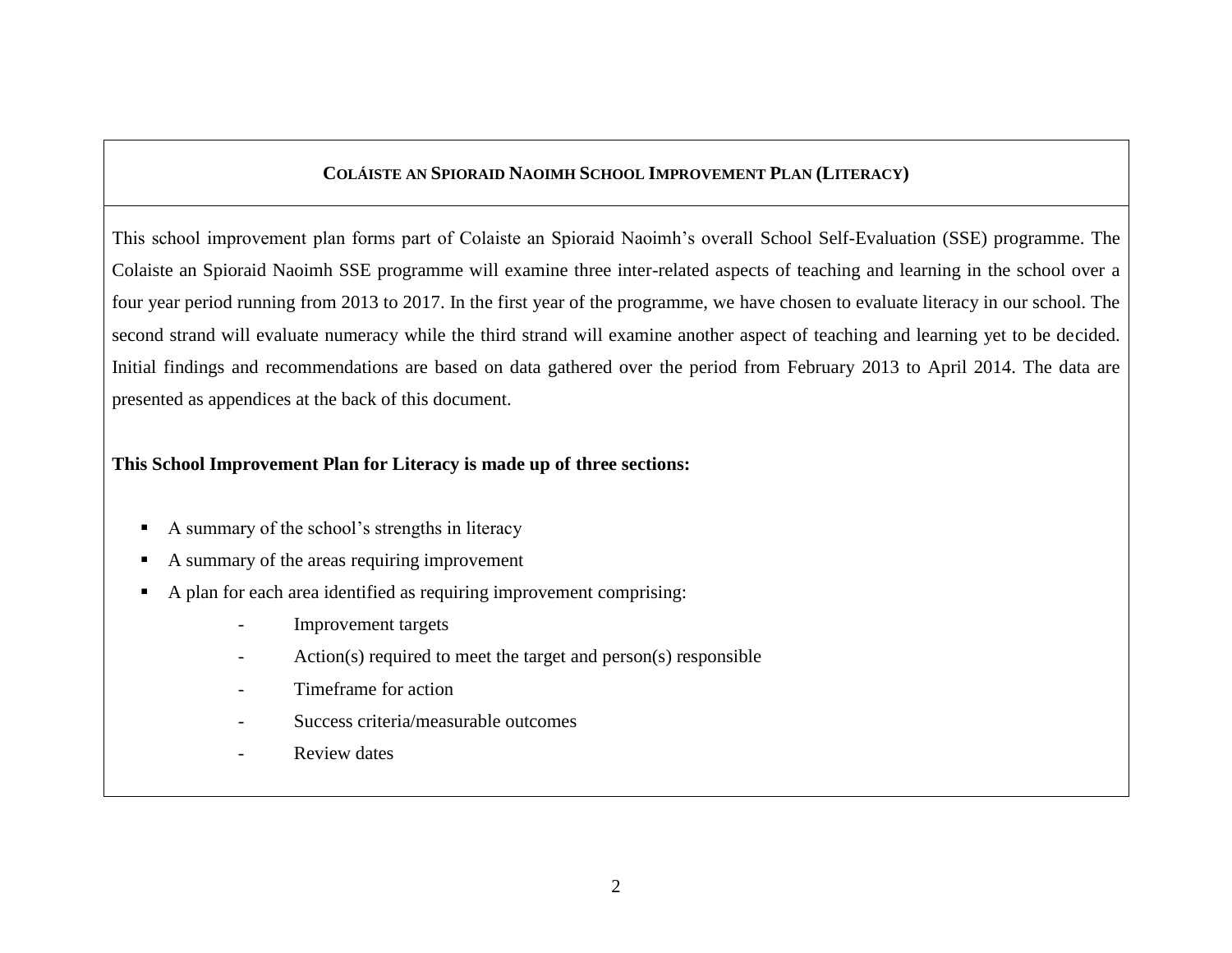# COLÁISTE AN SPIORAID NAOIMH SCHOOL IMPROVEMENT PLAN (LITERACY)

This school improvement plan forms part of Colaiste an Spioraid Naoimh's overall School Self-Evaluation (SSE) programme. The Colaiste an Spioraid Naoimh SSE programme will examine three inter-related aspects of teaching and learning in the school over a four year period running from 2013 to 2017. In the first year of the programme, we have chosen to evaluate literacy in our school. The second strand will evaluate numeracy while the third strand will examine another aspect of teaching and learning yet to be decided. Initial findings and recommendations are based on data gathered over the period from February 2013 to April 2014. The data are presented as appendices at the back of this document.

**This School Improvement Plan for Literacy is made up of three sections:**

- A summary of the school's strengths in literacy
- A summary of the areas requiring improvement
- A plan for each area identified as requiring improvement comprising:
  - Improvement targets
  - Action(s) required to meet the target and person(s) responsible
  - Timeframe for action
  - Success criteria/measurable outcomes
  - Review dates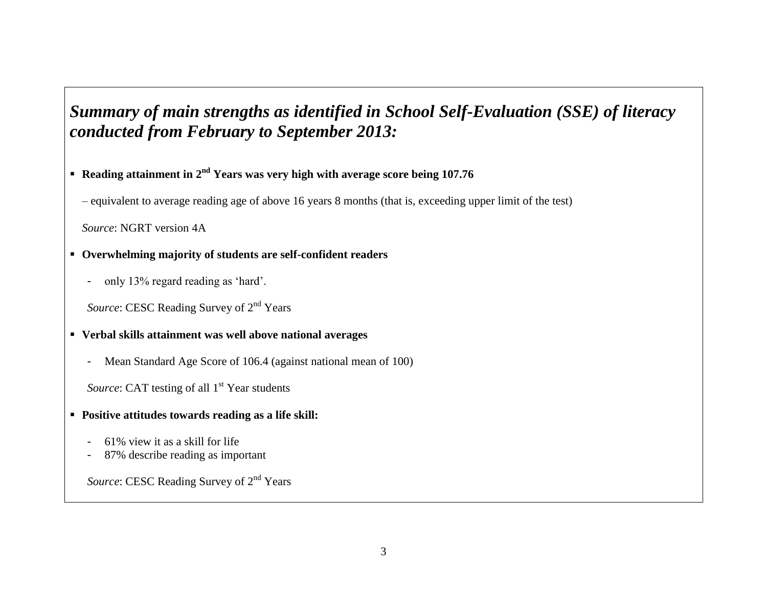## *Summary of main strengths as identified in School Self-Evaluation (SSE) of literacy conducted from February to September 2013:*

- **Reading attainment in 2nd Years was very high with average score being 107.76**

  – equivalent to average reading age of above 16 years 8 months (that is, exceeding upper limit of the test)

  *Source*: NGRT version 4A

- **Overwhelming majority of students are self-confident readers**

  - only 13% regard reading as 'hard'.

  *Source*: CESC Reading Survey of 2nd Years

- **Verbal skills attainment was well above national averages**

  - Mean Standard Age Score of 106.4 (against national mean of 100)

  *Source*: CAT testing of all 1st Year students

- **Positive attitudes towards reading as a life skill:**

  - 61% view it as a skill for life
  - 87% describe reading as important

  *Source*: CESC Reading Survey of 2nd Years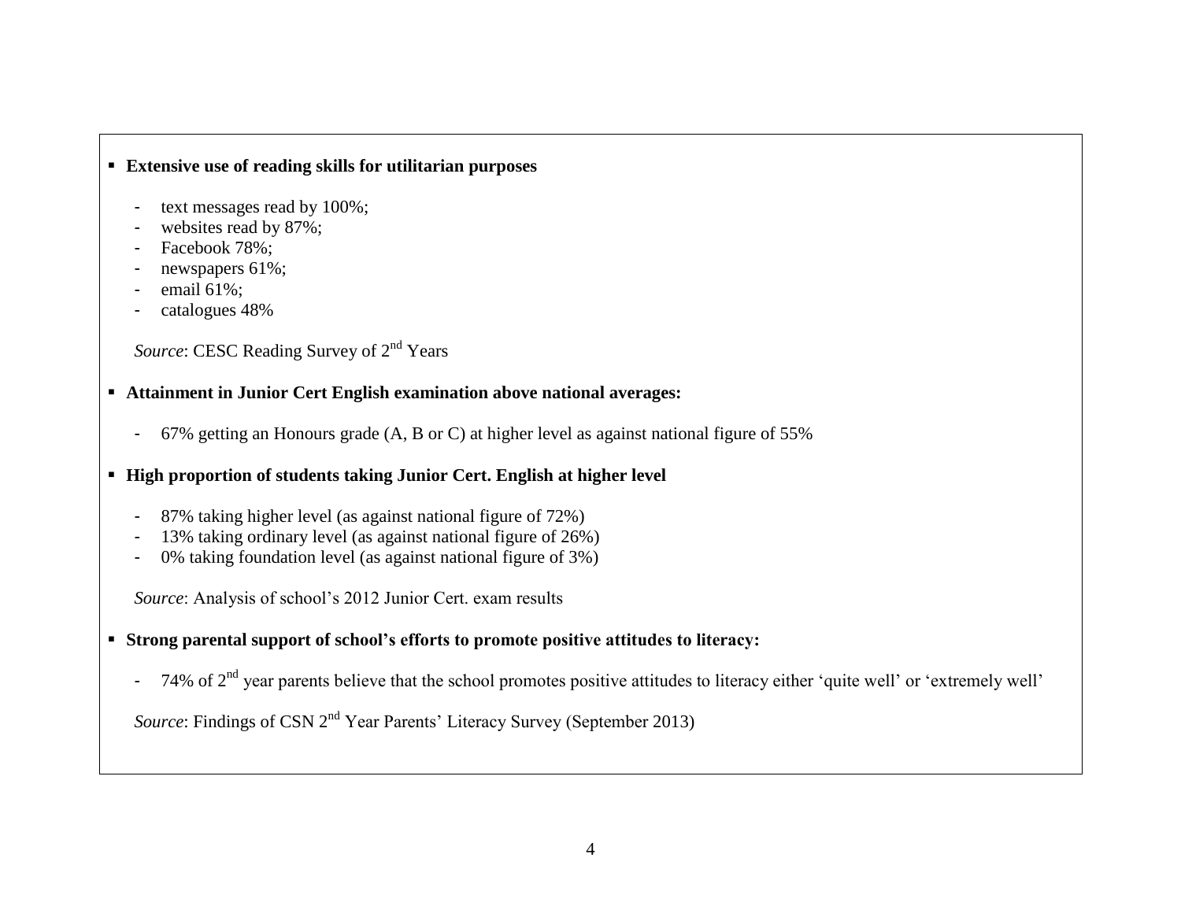- **Extensive use of reading skills for utilitarian purposes**

  - text messages read by 100%;
  - websites read by 87%;
  - Facebook 78%;
  - newspapers 61%;
  - email 61%;
  - catalogues 48%

  *Source*: CESC Reading Survey of 2nd Years

- **Attainment in Junior Cert English examination above national averages:**

  - 67% getting an Honours grade (A, B or C) at higher level as against national figure of 55%

- **High proportion of students taking Junior Cert. English at higher level**

  - 87% taking higher level (as against national figure of 72%)
  - 13% taking ordinary level (as against national figure of 26%)
  - 0% taking foundation level (as against national figure of 3%)

  *Source*: Analysis of school's 2012 Junior Cert. exam results

- **Strong parental support of school's efforts to promote positive attitudes to literacy:**

  - 74% of 2nd year parents believe that the school promotes positive attitudes to literacy either 'quite well' or 'extremely well'

  *Source*: Findings of CSN 2nd Year Parents' Literacy Survey (September 2013)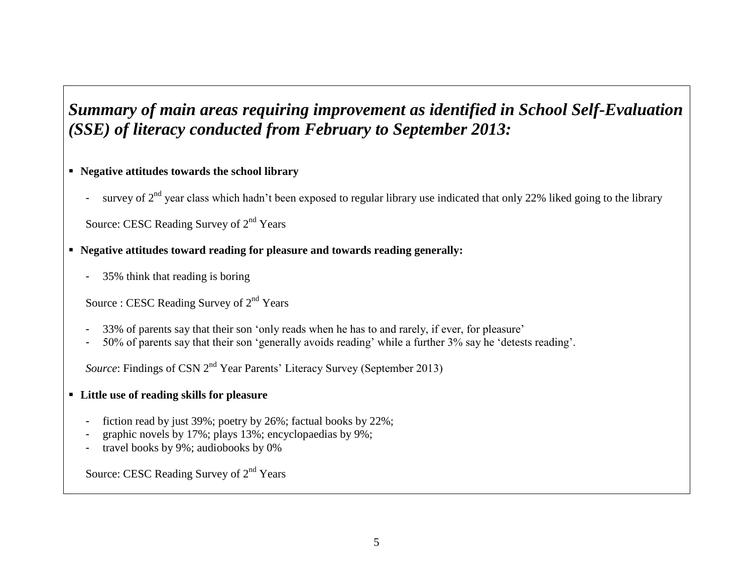## *Summary of main areas requiring improvement as identified in School Self-Evaluation (SSE) of literacy conducted from February to September 2013:*

- **Negative attitudes towards the school library**

  - survey of 2nd year class which hadn't been exposed to regular library use indicated that only 22% liked going to the library

  Source: CESC Reading Survey of 2nd Years

- **Negative attitudes toward reading for pleasure and towards reading generally:**

  - 35% think that reading is boring

  Source : CESC Reading Survey of 2nd Years

  - 33% of parents say that their son 'only reads when he has to and rarely, if ever, for pleasure'
  - 50% of parents say that their son 'generally avoids reading' while a further 3% say he 'detests reading'.

  *Source*: Findings of CSN 2nd Year Parents' Literacy Survey (September 2013)

- **Little use of reading skills for pleasure**

  - fiction read by just 39%; poetry by 26%; factual books by 22%;
  - graphic novels by 17%; plays 13%; encyclopaedias by 9%;
  - travel books by 9%; audiobooks by 0%

  Source: CESC Reading Survey of 2nd Years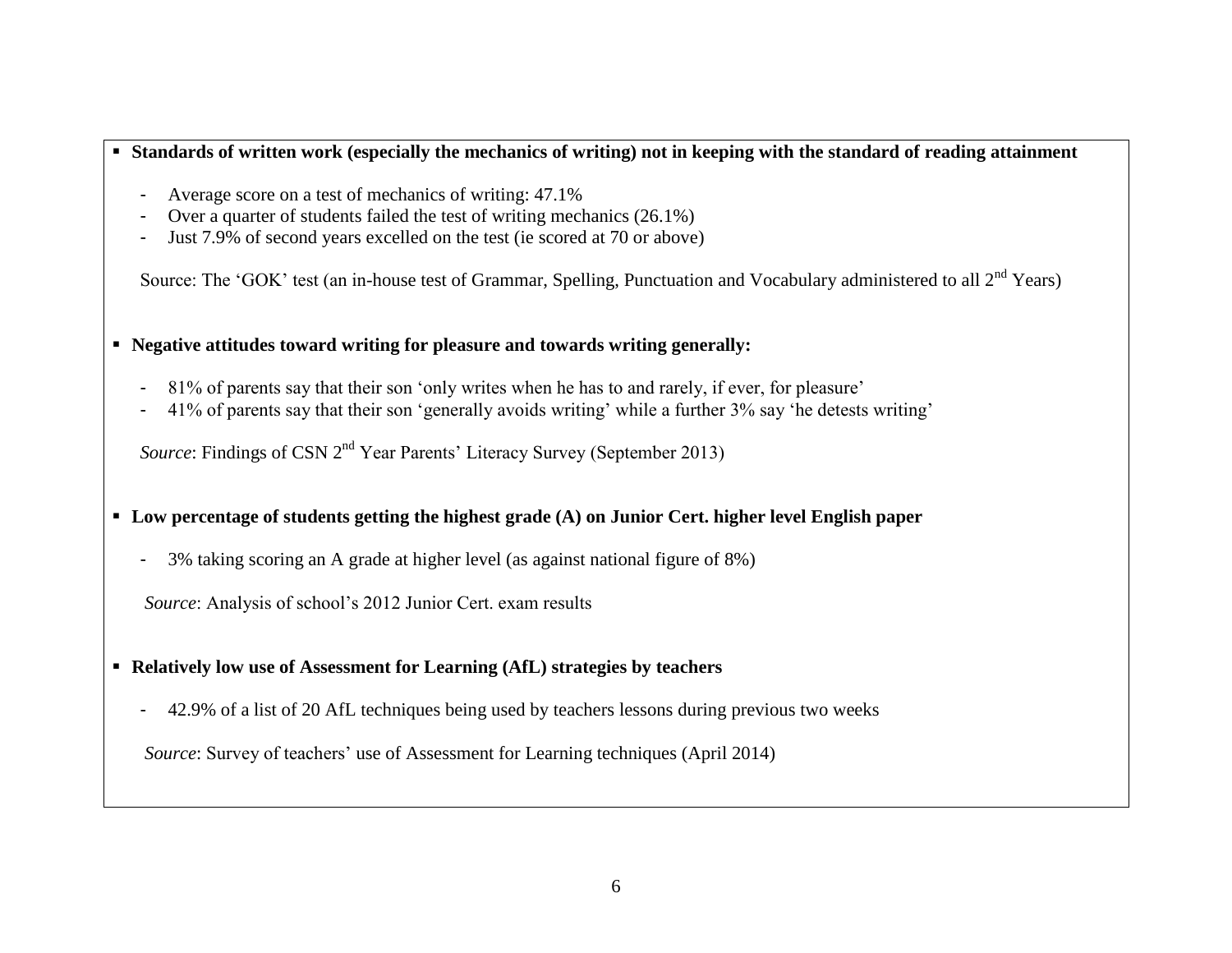- **Standards of written work (especially the mechanics of writing) not in keeping with the standard of reading attainment**

  - Average score on a test of mechanics of writing: 47.1%
  - Over a quarter of students failed the test of writing mechanics (26.1%)
  - Just 7.9% of second years excelled on the test (ie scored at 70 or above)

  Source: The 'GOK' test (an in-house test of Grammar, Spelling, Punctuation and Vocabulary administered to all 2nd Years)

- **Negative attitudes toward writing for pleasure and towards writing generally:**

  - 81% of parents say that their son 'only writes when he has to and rarely, if ever, for pleasure'
  - 41% of parents say that their son 'generally avoids writing' while a further 3% say 'he detests writing'

  *Source*: Findings of CSN 2nd Year Parents' Literacy Survey (September 2013)

- **Low percentage of students getting the highest grade (A) on Junior Cert. higher level English paper**

  - 3% taking scoring an A grade at higher level (as against national figure of 8%)

  *Source*: Analysis of school's 2012 Junior Cert. exam results

- **Relatively low use of Assessment for Learning (AfL) strategies by teachers**

  - 42.9% of a list of 20 AfL techniques being used by teachers lessons during previous two weeks

  *Source*: Survey of teachers' use of Assessment for Learning techniques (April 2014)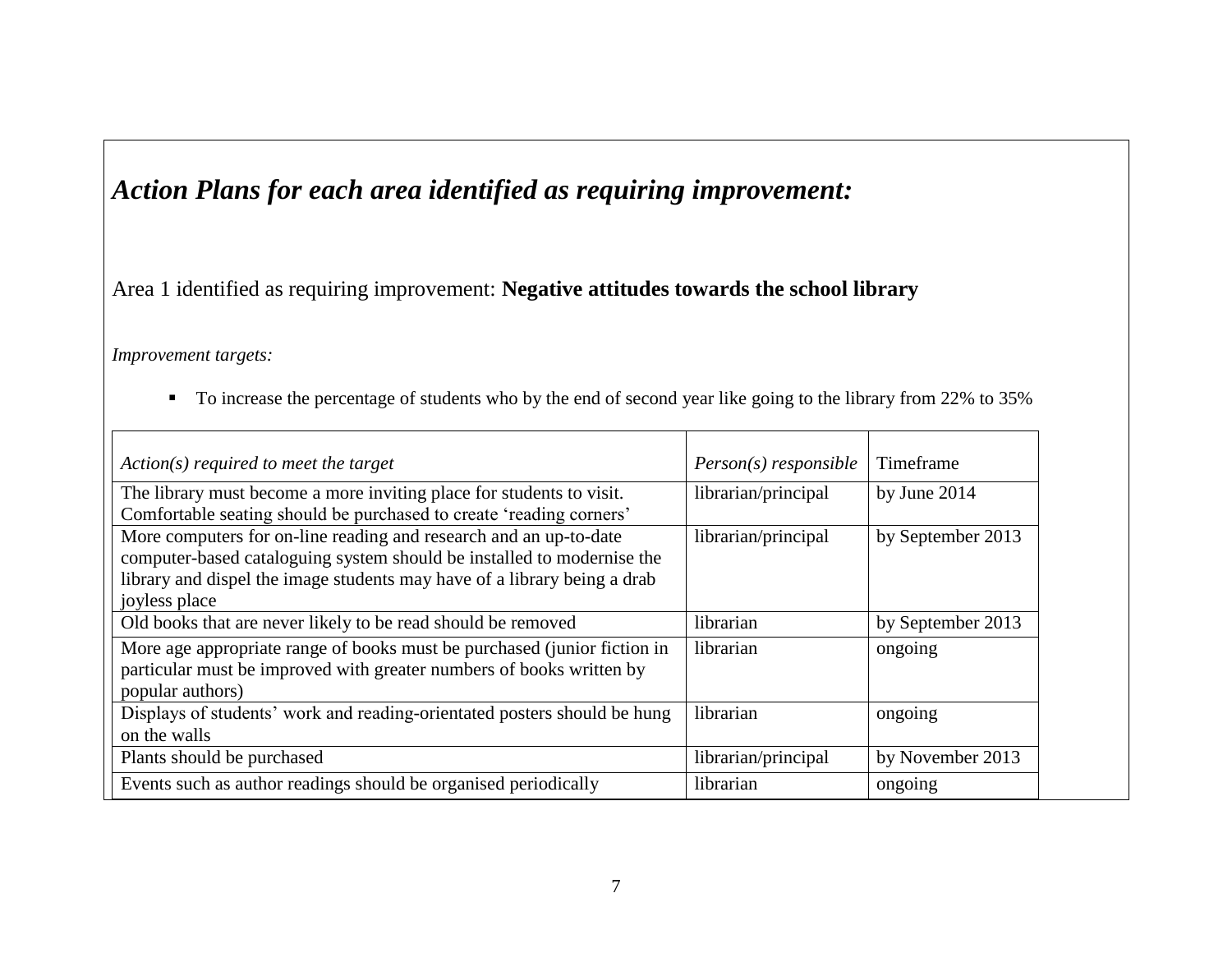## *Action Plans for each area identified as requiring improvement:*

Area 1 identified as requiring improvement: **Negative attitudes towards the school library**

*Improvement targets:*

- To increase the percentage of students who by the end of second year like going to the library from 22% to 35%

| *Action(s) required to meet the target* | *Person(s) responsible* | Timeframe |
|---|---|---|
| The library must become a more inviting place for students to visit. Comfortable seating should be purchased to create 'reading corners' | librarian/principal | by June 2014 |
| More computers for on-line reading and research and an up-to-date computer-based cataloguing system should be installed to modernise the library and dispel the image students may have of a library being a drab joyless place | librarian/principal | by September 2013 |
| Old books that are never likely to be read should be removed | librarian | by September 2013 |
| More age appropriate range of books must be purchased (junior fiction in particular must be improved with greater numbers of books written by popular authors) | librarian | ongoing |
| Displays of students' work and reading-orientated posters should be hung on the walls | librarian | ongoing |
| Plants should be purchased | librarian/principal | by November 2013 |
| Events such as author readings should be organised periodically | librarian | ongoing |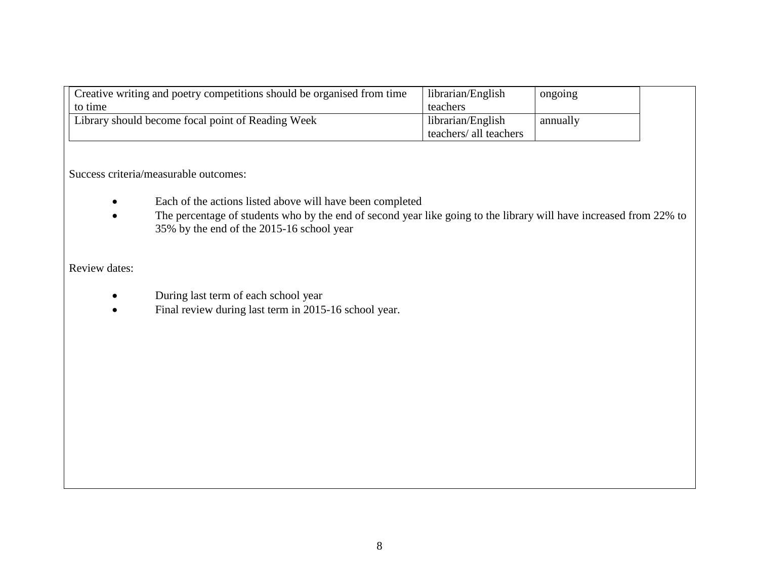| | | |
|---|---|---|
| Creative writing and poetry competitions should be organised from time to time | librarian/English teachers | ongoing |
| Library should become focal point of Reading Week | librarian/English teachers/ all teachers | annually |

Success criteria/measurable outcomes:

- Each of the actions listed above will have been completed
- The percentage of students who by the end of second year like going to the library will have increased from 22% to 35% by the end of the 2015-16 school year

Review dates:

- During last term of each school year
- Final review during last term in 2015-16 school year.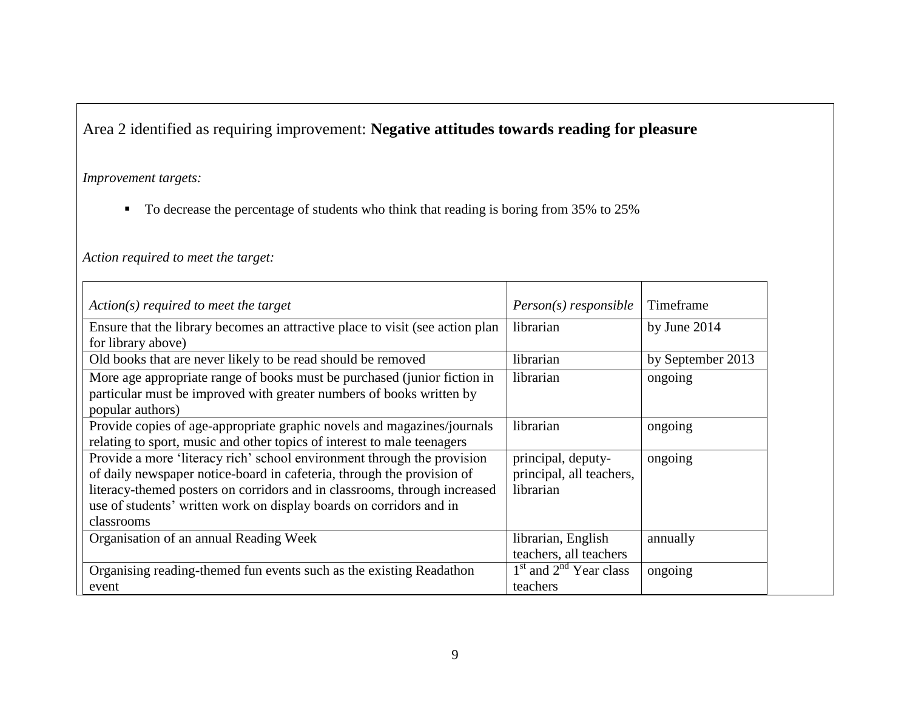Area 2 identified as requiring improvement: **Negative attitudes towards reading for pleasure**

*Improvement targets:*

- To decrease the percentage of students who think that reading is boring from 35% to 25%

*Action required to meet the target:*

| *Action(s) required to meet the target* | *Person(s) responsible* | Timeframe |
|---|---|---|
| Ensure that the library becomes an attractive place to visit (see action plan for library above) | librarian | by June 2014 |
| Old books that are never likely to be read should be removed | librarian | by September 2013 |
| More age appropriate range of books must be purchased (junior fiction in particular must be improved with greater numbers of books written by popular authors) | librarian | ongoing |
| Provide copies of age-appropriate graphic novels and magazines/journals relating to sport, music and other topics of interest to male teenagers | librarian | ongoing |
| Provide a more 'literacy rich' school environment through the provision of daily newspaper notice-board in cafeteria, through the provision of literacy-themed posters on corridors and in classrooms, through increased use of students' written work on display boards on corridors and in classrooms | principal, deputy-principal, all teachers, librarian | ongoing |
| Organisation of an annual Reading Week | librarian, English teachers, all teachers | annually |
| Organising reading-themed fun events such as the existing Readathon event | 1st and 2nd Year class teachers | ongoing |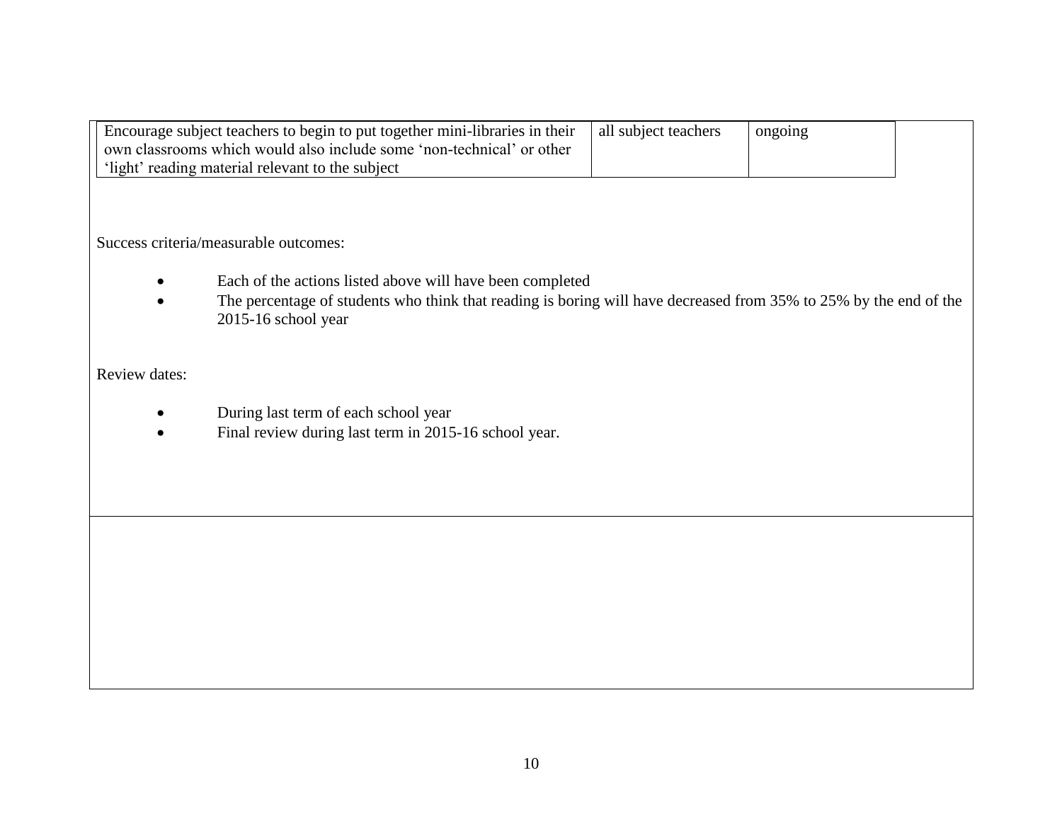| | | | |
|---|---|---|---|
| Encourage subject teachers to begin to put together mini-libraries in their own classrooms which would also include some 'non-technical' or other 'light' reading material relevant to the subject | all subject teachers | ongoing | |

Success criteria/measurable outcomes:

- Each of the actions listed above will have been completed
- The percentage of students who think that reading is boring will have decreased from 35% to 25% by the end of the 2015-16 school year

Review dates:

- During last term of each school year
- Final review during last term in 2015-16 school year.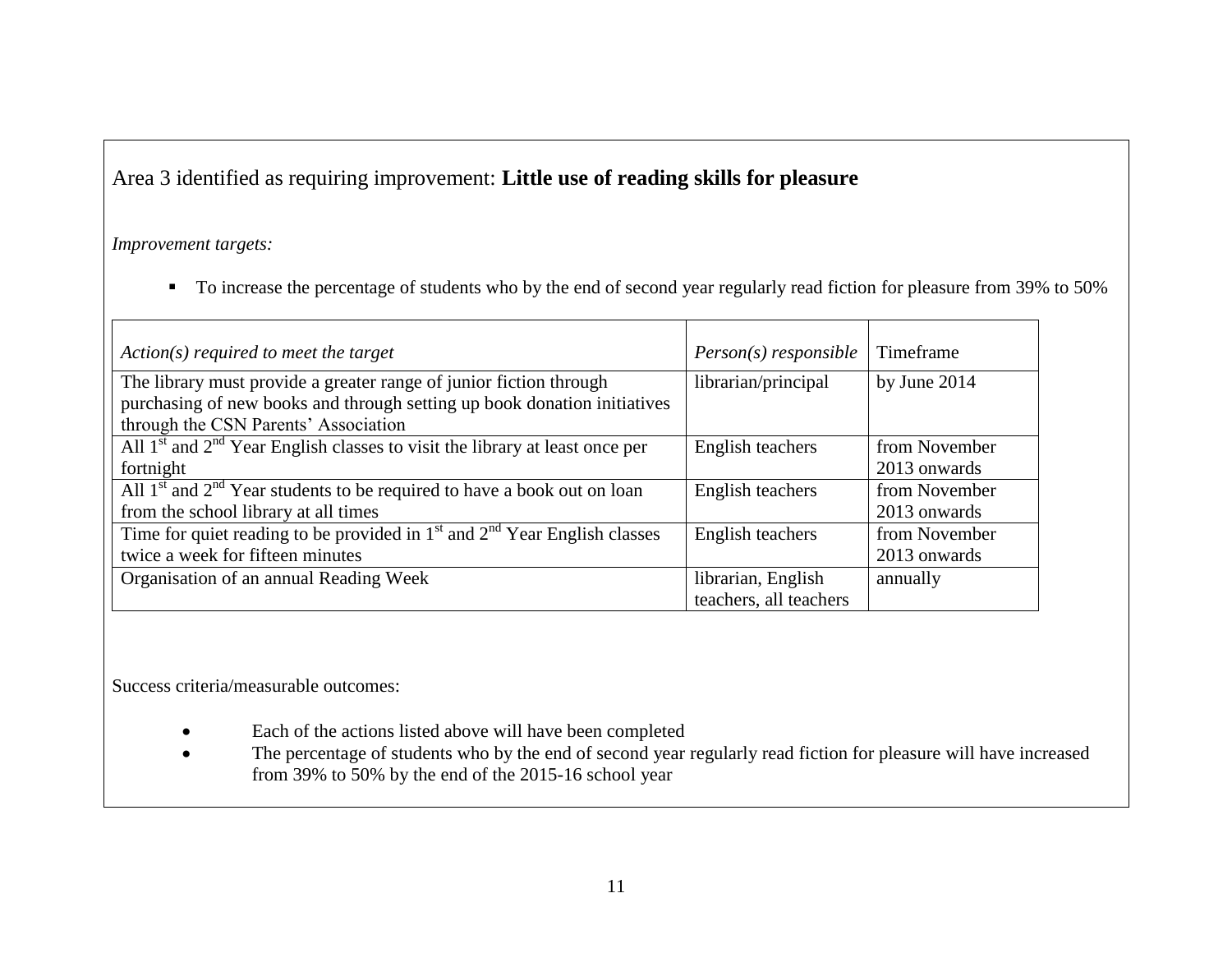Area 3 identified as requiring improvement: **Little use of reading skills for pleasure**

*Improvement targets:*

- To increase the percentage of students who by the end of second year regularly read fiction for pleasure from 39% to 50%

| *Action(s) required to meet the target* | *Person(s) responsible* | Timeframe |
|---|---|---|
| The library must provide a greater range of junior fiction through purchasing of new books and through setting up book donation initiatives through the CSN Parents' Association | librarian/principal | by June 2014 |
| All 1st and 2nd Year English classes to visit the library at least once per fortnight | English teachers | from November 2013 onwards |
| All 1st and 2nd Year students to be required to have a book out on loan from the school library at all times | English teachers | from November 2013 onwards |
| Time for quiet reading to be provided in 1st and 2nd Year English classes twice a week for fifteen minutes | English teachers | from November 2013 onwards |
| Organisation of an annual Reading Week | librarian, English teachers, all teachers | annually |

Success criteria/measurable outcomes:

- Each of the actions listed above will have been completed
- The percentage of students who by the end of second year regularly read fiction for pleasure will have increased from 39% to 50% by the end of the 2015-16 school year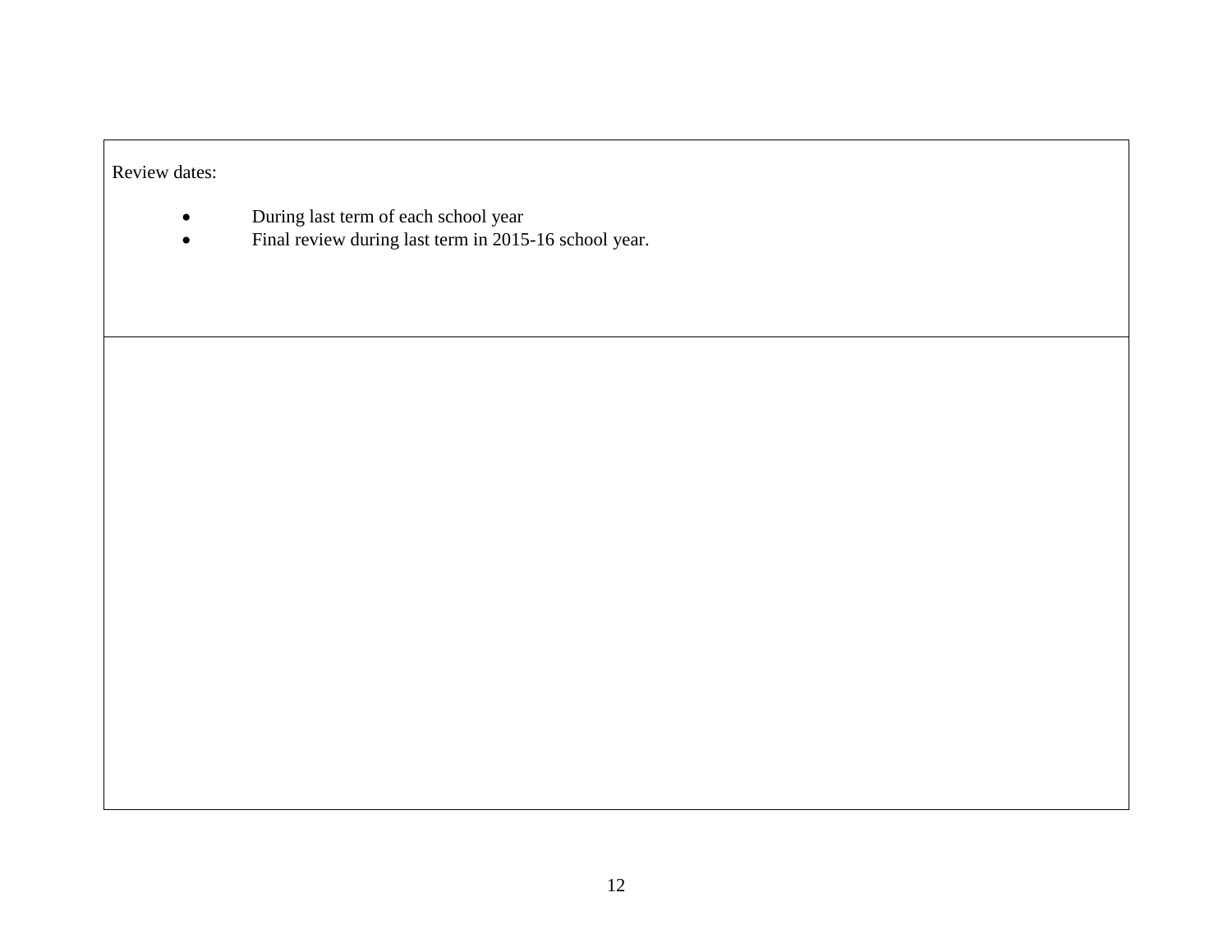Review dates:

- During last term of each school year
- Final review during last term in 2015-16 school year.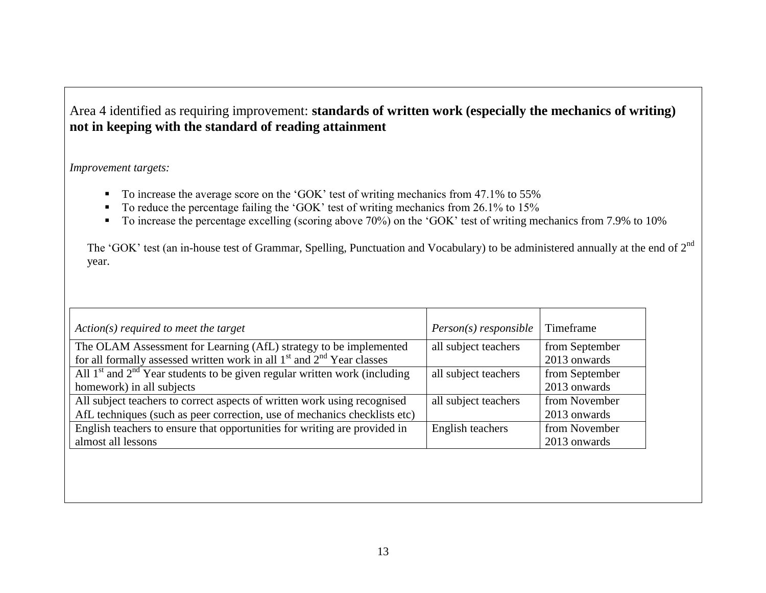Area 4 identified as requiring improvement: **standards of written work (especially the mechanics of writing) not in keeping with the standard of reading attainment**

*Improvement targets:*

- To increase the average score on the 'GOK' test of writing mechanics from 47.1% to 55%
- To reduce the percentage failing the 'GOK' test of writing mechanics from 26.1% to 15%
- To increase the percentage excelling (scoring above 70%) on the 'GOK' test of writing mechanics from 7.9% to 10%

The 'GOK' test (an in-house test of Grammar, Spelling, Punctuation and Vocabulary) to be administered annually at the end of 2nd year.

| *Action(s) required to meet the target* | *Person(s) responsible* | Timeframe |
|---|---|---|
| The OLAM Assessment for Learning (AfL) strategy to be implemented for all formally assessed written work in all 1st and 2nd Year classes | all subject teachers | from September 2013 onwards |
| All 1st and 2nd Year students to be given regular written work (including homework) in all subjects | all subject teachers | from September 2013 onwards |
| All subject teachers to correct aspects of written work using recognised AfL techniques (such as peer correction, use of mechanics checklists etc) | all subject teachers | from November 2013 onwards |
| English teachers to ensure that opportunities for writing are provided in almost all lessons | English teachers | from November 2013 onwards |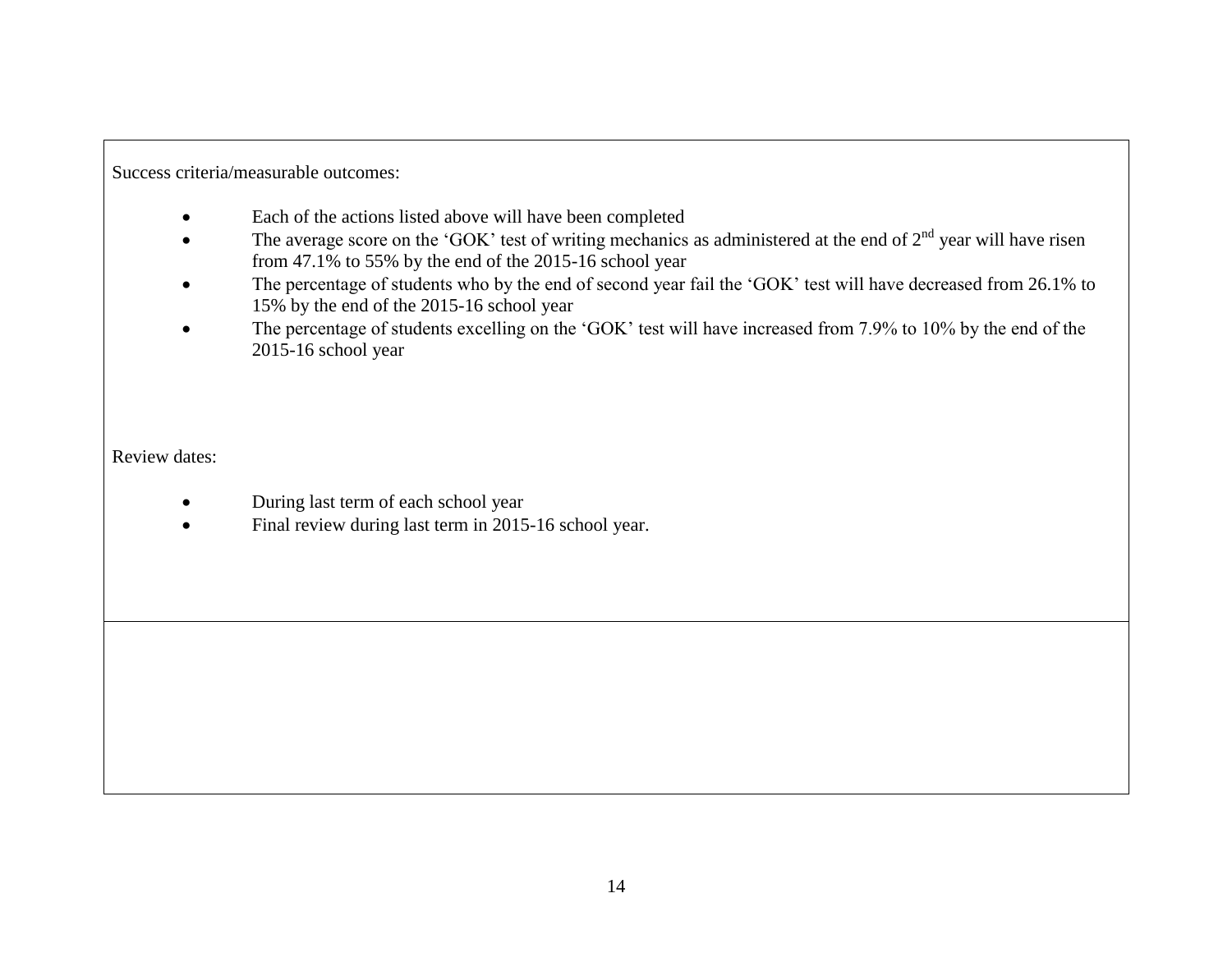Success criteria/measurable outcomes:

- Each of the actions listed above will have been completed
- The average score on the 'GOK' test of writing mechanics as administered at the end of 2nd year will have risen from 47.1% to 55% by the end of the 2015-16 school year
- The percentage of students who by the end of second year fail the 'GOK' test will have decreased from 26.1% to 15% by the end of the 2015-16 school year
- The percentage of students excelling on the 'GOK' test will have increased from 7.9% to 10% by the end of the 2015-16 school year

Review dates:

- During last term of each school year
- Final review during last term in 2015-16 school year.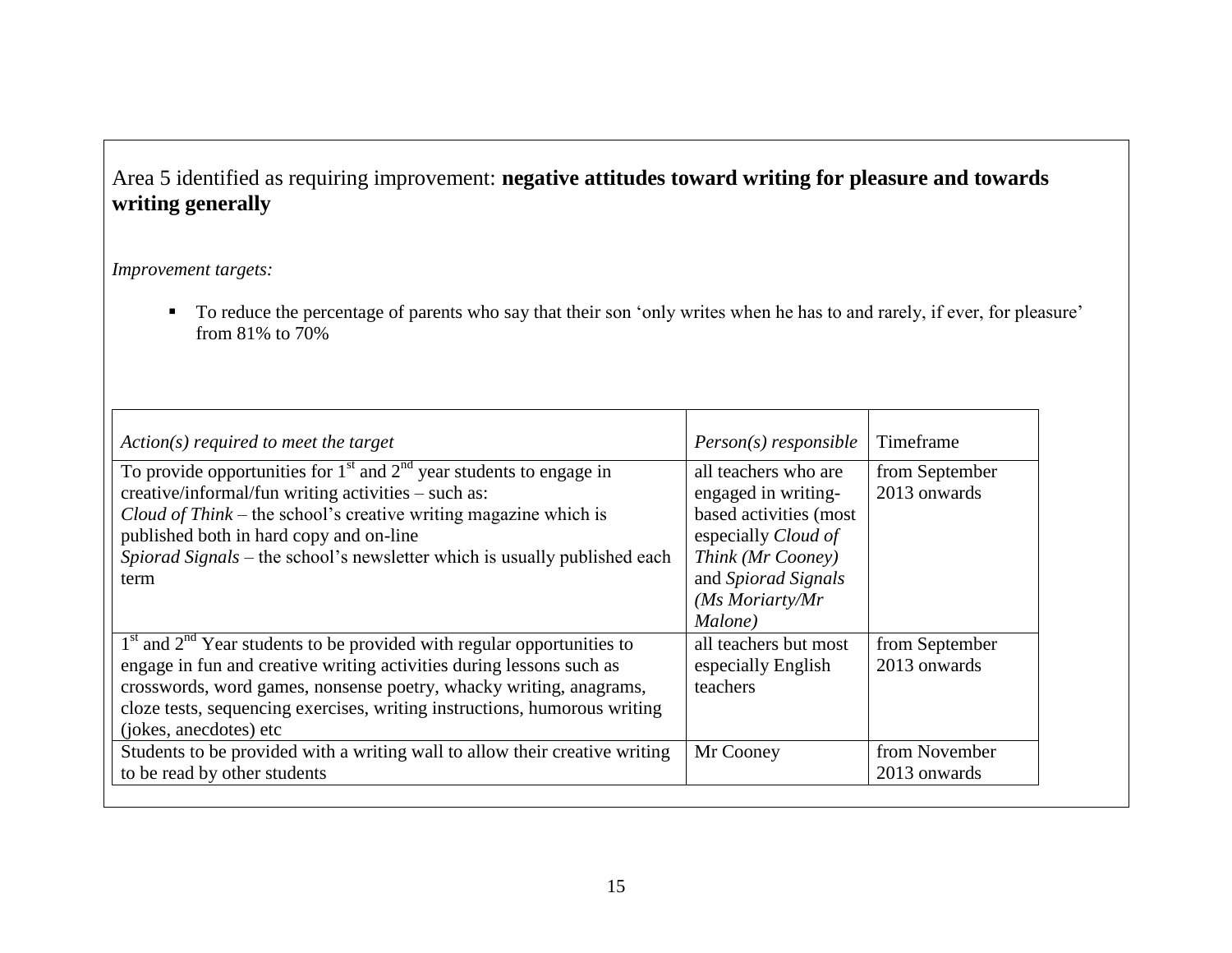Area 5 identified as requiring improvement: **negative attitudes toward writing for pleasure and towards writing generally**

*Improvement targets:*

- To reduce the percentage of parents who say that their son 'only writes when he has to and rarely, if ever, for pleasure' from 81% to 70%

| *Action(s) required to meet the target* | *Person(s) responsible* | Timeframe |
|---|---|---|
| To provide opportunities for 1st and 2nd year students to engage in creative/informal/fun writing activities – such as: *Cloud of Think* – the school's creative writing magazine which is published both in hard copy and on-line *Spiorad Signals* – the school's newsletter which is usually published each term | all teachers who are engaged in writing-based activities (most especially *Cloud of Think (Mr Cooney)* and *Spiorad Signals (Ms Moriarty/Mr Malone)* | from September 2013 onwards |
| 1st and 2nd Year students to be provided with regular opportunities to engage in fun and creative writing activities during lessons such as crosswords, word games, nonsense poetry, whacky writing, anagrams, cloze tests, sequencing exercises, writing instructions, humorous writing (jokes, anecdotes) etc | all teachers but most especially English teachers | from September 2013 onwards |
| Students to be provided with a writing wall to allow their creative writing to be read by other students | Mr Cooney | from November 2013 onwards |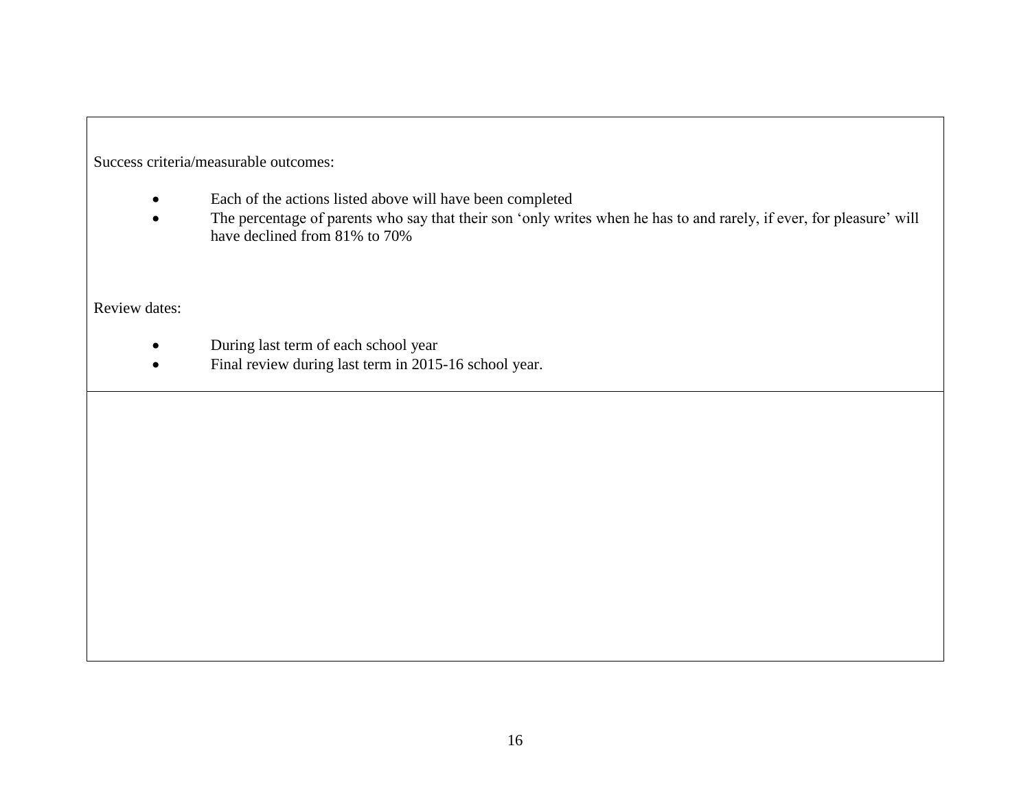Success criteria/measurable outcomes:

- Each of the actions listed above will have been completed
- The percentage of parents who say that their son 'only writes when he has to and rarely, if ever, for pleasure' will have declined from 81% to 70%

Review dates:

- During last term of each school year
- Final review during last term in 2015-16 school year.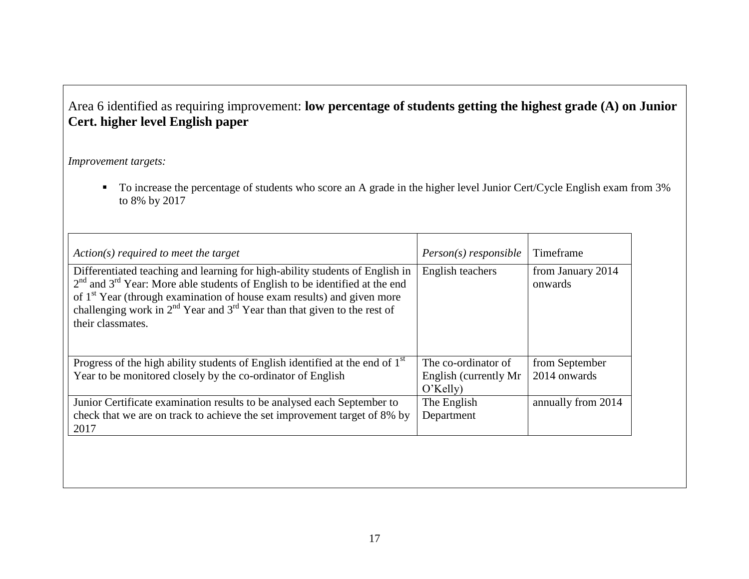Area 6 identified as requiring improvement: **low percentage of students getting the highest grade (A) on Junior Cert. higher level English paper**

*Improvement targets:*

- To increase the percentage of students who score an A grade in the higher level Junior Cert/Cycle English exam from 3% to 8% by 2017

| *Action(s) required to meet the target* | *Person(s) responsible* | Timeframe |
|---|---|---|
| Differentiated teaching and learning for high-ability students of English in 2nd and 3rd Year: More able students of English to be identified at the end of 1st Year (through examination of house exam results) and given more challenging work in 2nd Year and 3rd Year than that given to the rest of their classmates. | English teachers | from January 2014 onwards |
| Progress of the high ability students of English identified at the end of 1st Year to be monitored closely by the co-ordinator of English | The co-ordinator of English (currently Mr O'Kelly) | from September 2014 onwards |
| Junior Certificate examination results to be analysed each September to check that we are on track to achieve the set improvement target of 8% by 2017 | The English Department | annually from 2014 |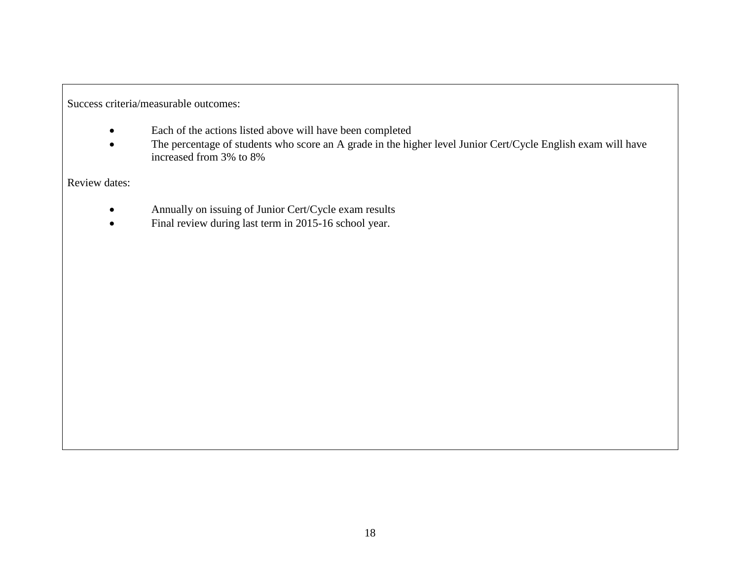Success criteria/measurable outcomes:

- Each of the actions listed above will have been completed
- The percentage of students who score an A grade in the higher level Junior Cert/Cycle English exam will have increased from 3% to 8%

Review dates:

- Annually on issuing of Junior Cert/Cycle exam results
- Final review during last term in 2015-16 school year.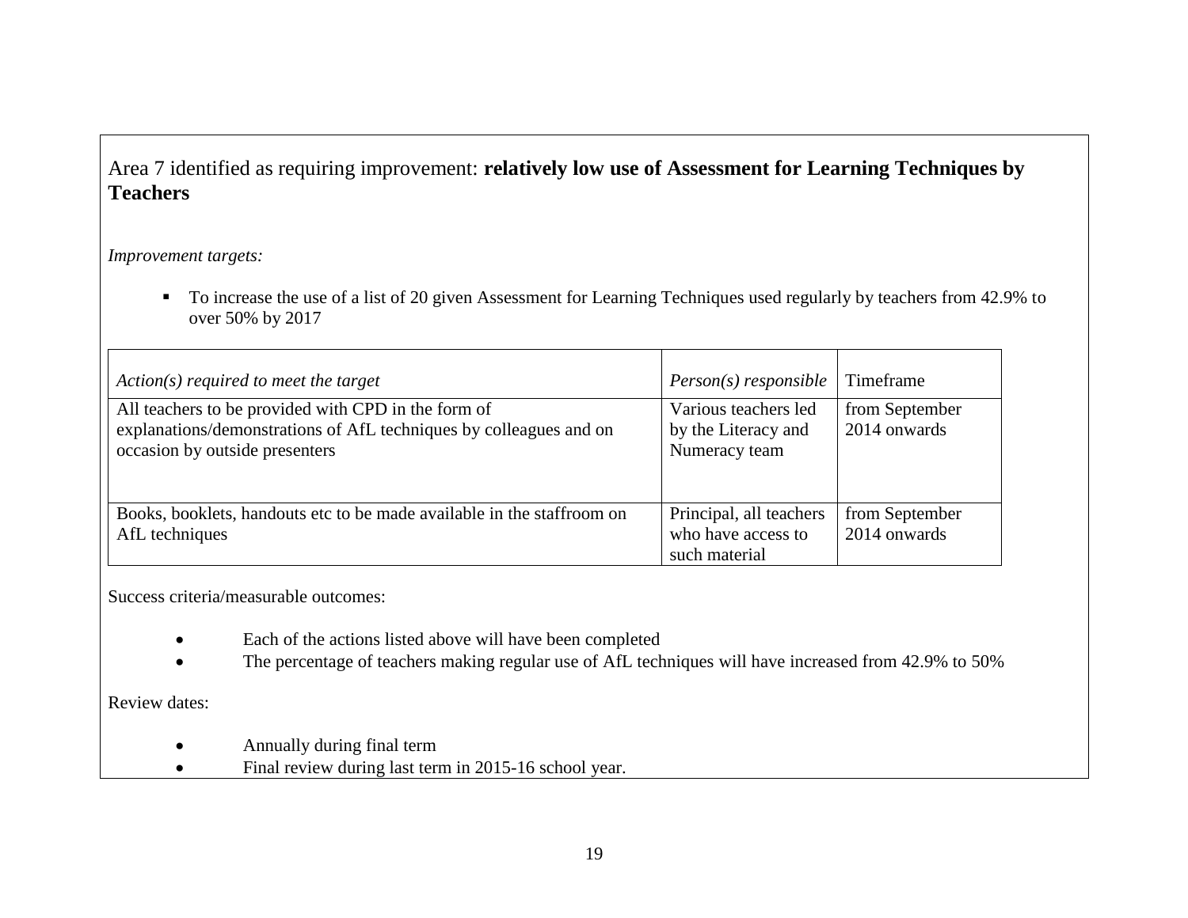Area 7 identified as requiring improvement: **relatively low use of Assessment for Learning Techniques by Teachers**

*Improvement targets:*

- To increase the use of a list of 20 given Assessment for Learning Techniques used regularly by teachers from 42.9% to over 50% by 2017

| *Action(s) required to meet the target* | *Person(s) responsible* | Timeframe |
|---|---|---|
| All teachers to be provided with CPD in the form of explanations/demonstrations of AfL techniques by colleagues and on occasion by outside presenters | Various teachers led by the Literacy and Numeracy team | from September 2014 onwards |
| Books, booklets, handouts etc to be made available in the staffroom on AfL techniques | Principal, all teachers who have access to such material | from September 2014 onwards |

Success criteria/measurable outcomes:

- Each of the actions listed above will have been completed
- The percentage of teachers making regular use of AfL techniques will have increased from 42.9% to 50%

Review dates:

- Annually during final term
- Final review during last term in 2015-16 school year.